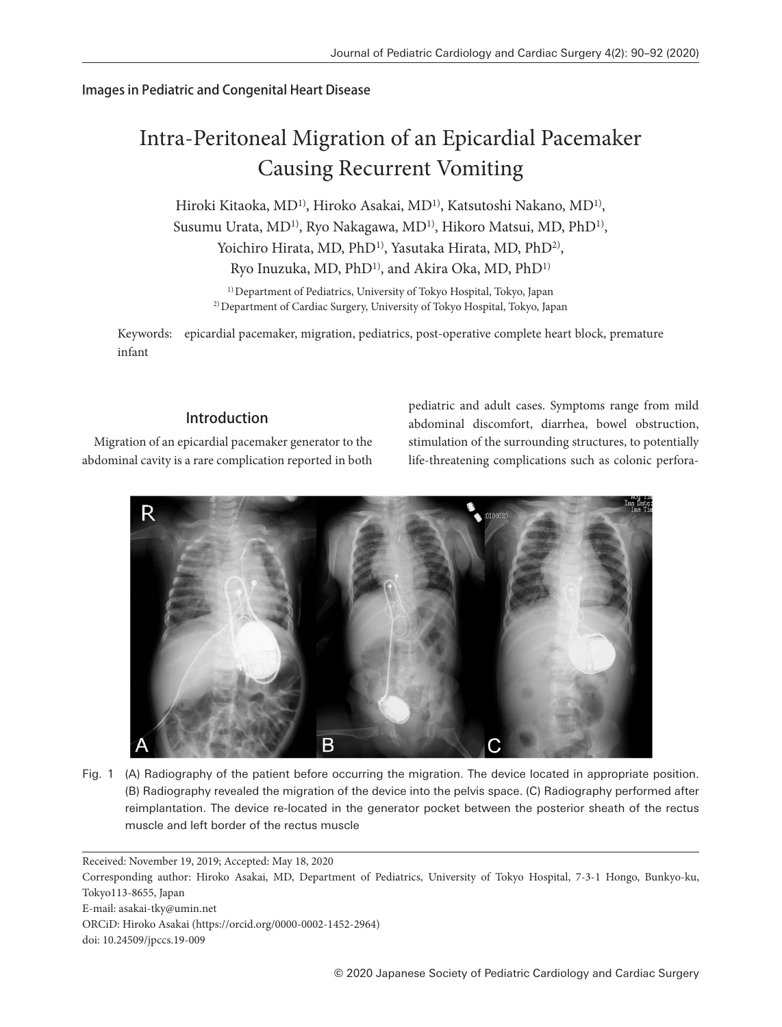Images in Pediatric and Congenital Heart Disease

# Intra-Peritoneal Migration of an Epicardial Pacemaker Causing Recurrent Vomiting

Hiroki Kitaoka, MD[1)], Hiroko Asakai, MD[1)], Katsutoshi Nakano, MD[1)], Susumu Urata, MD[1)], Ryo Nakagawa, MD[1)], Hikoro Matsui, MD, PhD[1)], Yoichiro Hirata, MD, PhD[1)], Yasutaka Hirata, MD, PhD[2)], Ryo Inuzuka, MD, PhD[1)], and Akira Oka, MD, PhD[1)]

[1)] Department of Pediatrics, University of Tokyo Hospital, Tokyo, Japan
[2)] Department of Cardiac Surgery, University of Tokyo Hospital, Tokyo, Japan

Keywords: epicardial pacemaker, migration, pediatrics, post-operative complete heart block, premature infant

## Introduction

Migration of an epicardial pacemaker generator to the abdominal cavity is a rare complication reported in both pediatric and adult cases. Symptoms range from mild abdominal discomfort, diarrhea, bowel obstruction, stimulation of the surrounding structures, to potentially life-threatening complications such as colonic perfora-

Fig. 1 (A) Radiography of the patient before occurring the migration. The device located in appropriate position. (B) Radiography revealed the migration of the device into the pelvis space. (C) Radiography performed after reimplantation. The device re-located in the generator pocket between the posterior sheath of the rectus muscle and left border of the rectus muscle

Received: November 19, 2019; Accepted: May 18, 2020
Corresponding author: Hiroko Asakai, MD, Department of Pediatrics, University of Tokyo Hospital, 7-3-1 Hongo, Bunkyo-ku, Tokyo113-8655, Japan
E-mail: asakai-tky@umin.net
ORCiD: Hiroko Asakai (https://orcid.org/0000-0002-1452-2964)
doi: 10.24509/jpccs.19-009

© 2020 Japanese Society of Pediatric Cardiology and Cardiac Surgery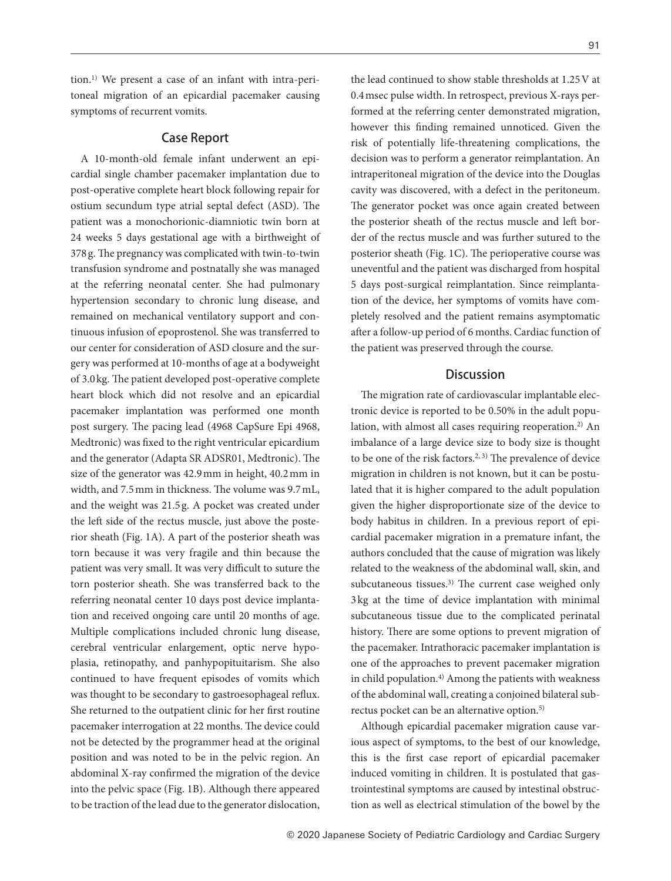tion.[1] We present a case of an infant with intra-peritoneal migration of an epicardial pacemaker causing symptoms of recurrent vomits.

## Case Report

A 10-month-old female infant underwent an epicardial single chamber pacemaker implantation due to post-operative complete heart block following repair for ostium secundum type atrial septal defect (ASD). The patient was a monochorionic-diamniotic twin born at 24 weeks 5 days gestational age with a birthweight of 378 g. The pregnancy was complicated with twin-to-twin transfusion syndrome and postnatally she was managed at the referring neonatal center. She had pulmonary hypertension secondary to chronic lung disease, and remained on mechanical ventilatory support and continuous infusion of epoprostenol. She was transferred to our center for consideration of ASD closure and the surgery was performed at 10-months of age at a bodyweight of 3.0 kg. The patient developed post-operative complete heart block which did not resolve and an epicardial pacemaker implantation was performed one month post surgery. The pacing lead (4968 CapSure Epi 4968, Medtronic) was fixed to the right ventricular epicardium and the generator (Adapta SR ADSR01, Medtronic). The size of the generator was 42.9 mm in height, 40.2 mm in width, and 7.5 mm in thickness. The volume was 9.7 mL, and the weight was 21.5 g. A pocket was created under the left side of the rectus muscle, just above the posterior sheath (Fig. 1A). A part of the posterior sheath was torn because it was very fragile and thin because the patient was very small. It was very difficult to suture the torn posterior sheath. She was transferred back to the referring neonatal center 10 days post device implantation and received ongoing care until 20 months of age. Multiple complications included chronic lung disease, cerebral ventricular enlargement, optic nerve hypoplasia, retinopathy, and panhypopituitarism. She also continued to have frequent episodes of vomits which was thought to be secondary to gastroesophageal reflux. She returned to the outpatient clinic for her first routine pacemaker interrogation at 22 months. The device could not be detected by the programmer head at the original position and was noted to be in the pelvic region. An abdominal X-ray confirmed the migration of the device into the pelvic space (Fig. 1B). Although there appeared to be traction of the lead due to the generator dislocation, the lead continued to show stable thresholds at 1.25 V at 0.4 msec pulse width. In retrospect, previous X-rays performed at the referring center demonstrated migration, however this finding remained unnoticed. Given the risk of potentially life-threatening complications, the decision was to perform a generator reimplantation. An intraperitoneal migration of the device into the Douglas cavity was discovered, with a defect in the peritoneum. The generator pocket was once again created between the posterior sheath of the rectus muscle and left border of the rectus muscle and was further sutured to the posterior sheath (Fig. 1C). The perioperative course was uneventful and the patient was discharged from hospital 5 days post-surgical reimplantation. Since reimplantation of the device, her symptoms of vomits have completely resolved and the patient remains asymptomatic after a follow-up period of 6 months. Cardiac function of the patient was preserved through the course.

## Discussion

The migration rate of cardiovascular implantable electronic device is reported to be 0.50% in the adult population, with almost all cases requiring reoperation.[2] An imbalance of a large device size to body size is thought to be one of the risk factors.[2, 3] The prevalence of device migration in children is not known, but it can be postulated that it is higher compared to the adult population given the higher disproportionate size of the device to body habitus in children. In a previous report of epicardial pacemaker migration in a premature infant, the authors concluded that the cause of migration was likely related to the weakness of the abdominal wall, skin, and subcutaneous tissues.[3] The current case weighed only 3 kg at the time of device implantation with minimal subcutaneous tissue due to the complicated perinatal history. There are some options to prevent migration of the pacemaker. Intrathoracic pacemaker implantation is one of the approaches to prevent pacemaker migration in child population.[4] Among the patients with weakness of the abdominal wall, creating a conjoined bilateral subrectus pocket can be an alternative option.[5]

Although epicardial pacemaker migration cause various aspect of symptoms, to the best of our knowledge, this is the first case report of epicardial pacemaker induced vomiting in children. It is postulated that gastrointestinal symptoms are caused by intestinal obstruction as well as electrical stimulation of the bowel by the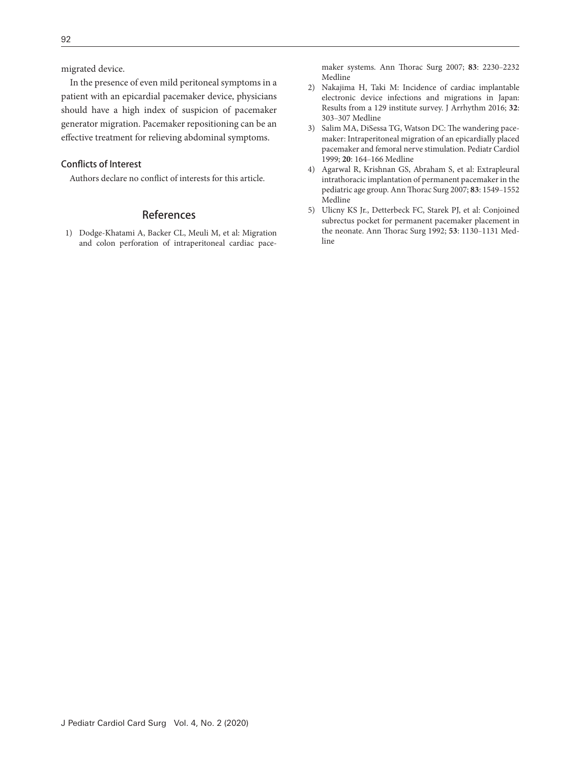migrated device.

In the presence of even mild peritoneal symptoms in a patient with an epicardial pacemaker device, physicians should have a high index of suspicion of pacemaker generator migration. Pacemaker repositioning can be an effective treatment for relieving abdominal symptoms.

### Conflicts of Interest

Authors declare no conflict of interests for this article.

## References

1) Dodge-Khatami A, Backer CL, Meuli M, et al: Migration and colon perforation of intraperitoneal cardiac pacemaker systems. Ann Thorac Surg 2007; **83**: 2230–2232 Medline
2) Nakajima H, Taki M: Incidence of cardiac implantable electronic device infections and migrations in Japan: Results from a 129 institute survey. J Arrhythm 2016; **32**: 303–307 Medline
3) Salim MA, DiSessa TG, Watson DC: The wandering pacemaker: Intraperitoneal migration of an epicardially placed pacemaker and femoral nerve stimulation. Pediatr Cardiol 1999; **20**: 164–166 Medline
4) Agarwal R, Krishnan GS, Abraham S, et al: Extrapleural intrathoracic implantation of permanent pacemaker in the pediatric age group. Ann Thorac Surg 2007; **83**: 1549–1552 Medline
5) Ulicny KS Jr., Detterbeck FC, Starek PJ, et al: Conjoined subrectus pocket for permanent pacemaker placement in the neonate. Ann Thorac Surg 1992; **53**: 1130–1131 Medline